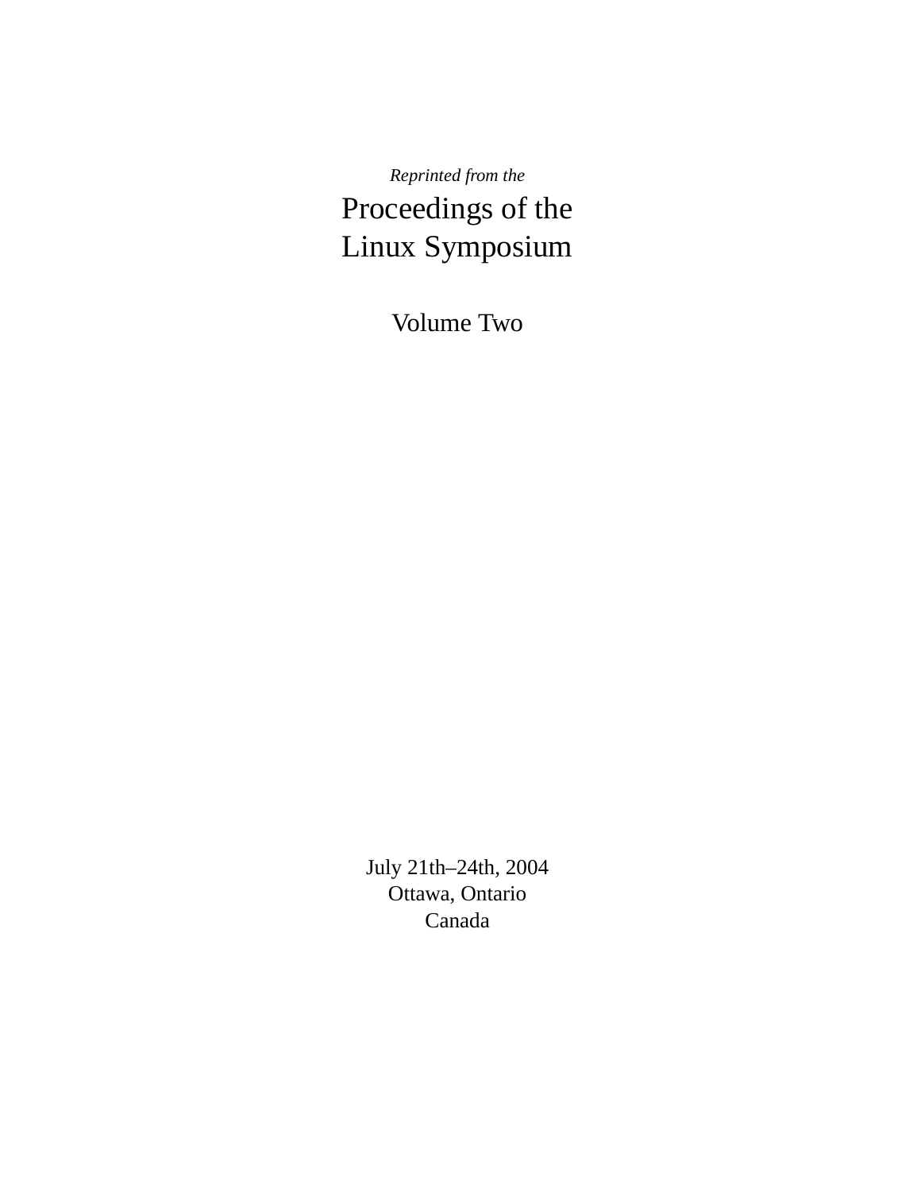*Reprinted from the*

# Proceedings of the Linux Symposium

## Volume Two

July 21th–24th, 2004
Ottawa, Ontario
Canada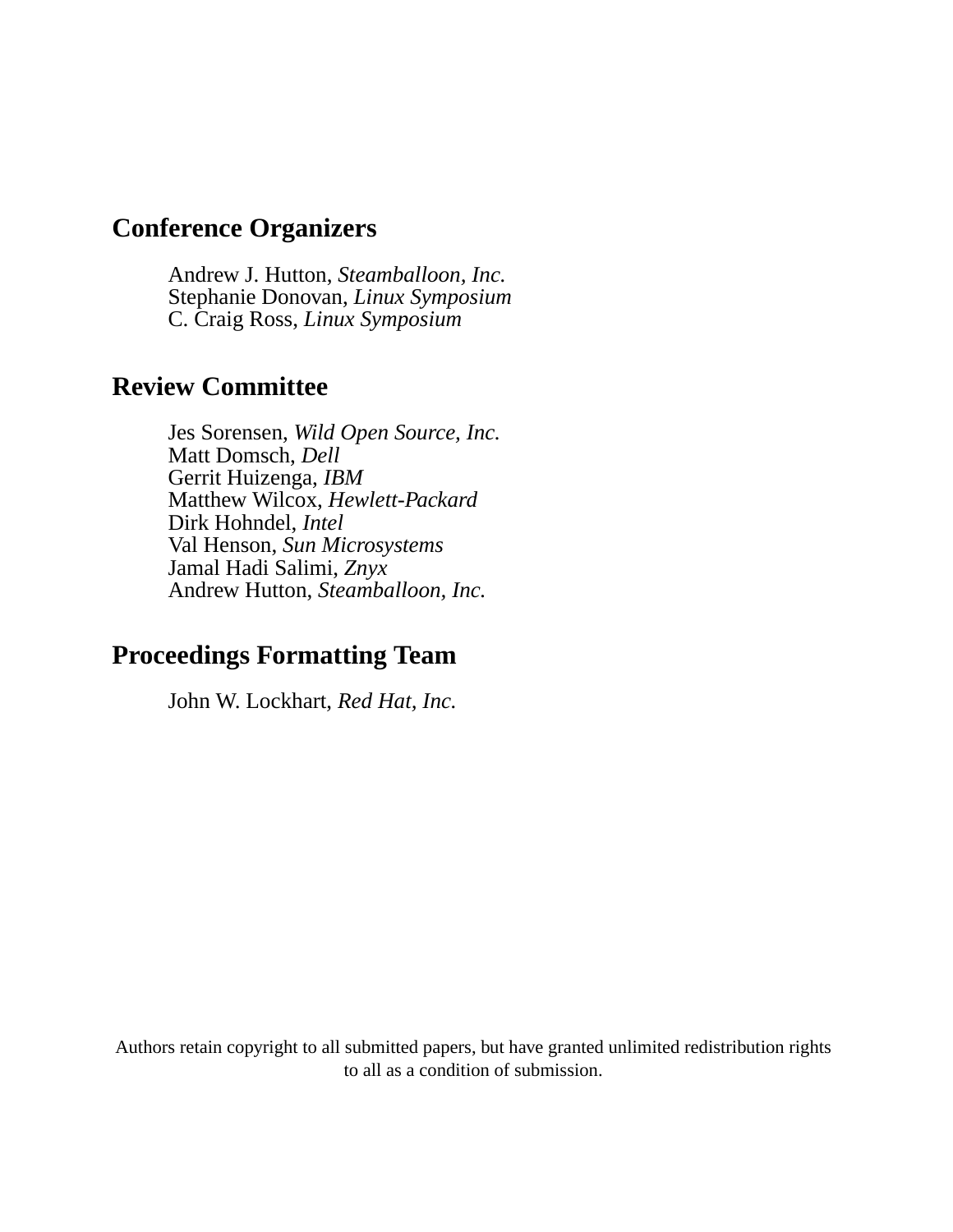## Conference Organizers

Andrew J. Hutton, *Steamballoon, Inc.*
Stephanie Donovan, *Linux Symposium*
C. Craig Ross, *Linux Symposium*

## Review Committee

Jes Sorensen, *Wild Open Source, Inc.*
Matt Domsch, *Dell*
Gerrit Huizenga, *IBM*
Matthew Wilcox, *Hewlett-Packard*
Dirk Hohndel, *Intel*
Val Henson, *Sun Microsystems*
Jamal Hadi Salimi, *Znyx*
Andrew Hutton, *Steamballoon, Inc.*

## Proceedings Formatting Team

John W. Lockhart, *Red Hat, Inc.*

Authors retain copyright to all submitted papers, but have granted unlimited redistribution rights to all as a condition of submission.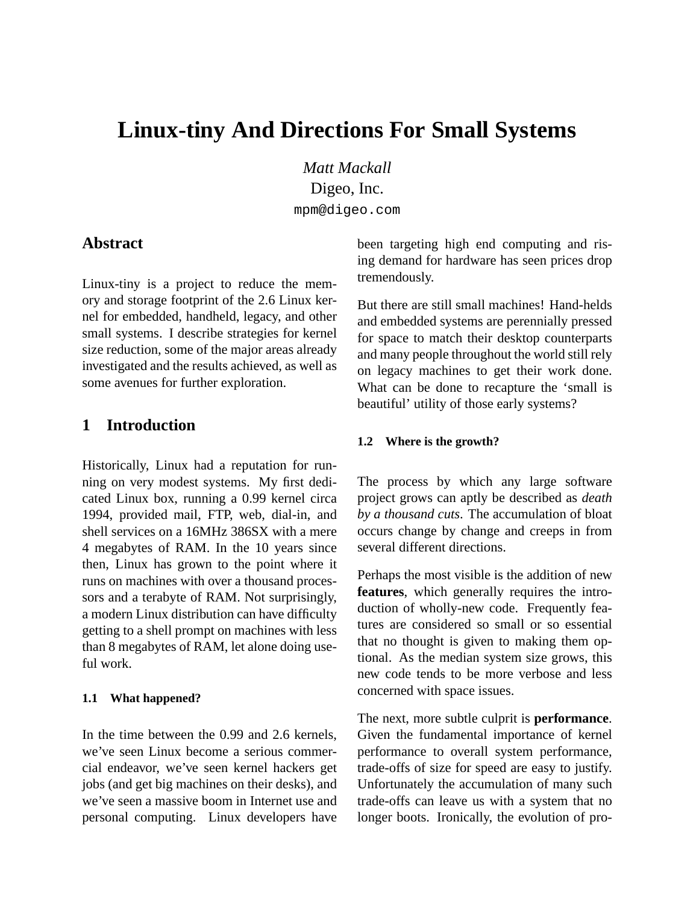# Linux-tiny And Directions For Small Systems

*Matt Mackall*
Digeo, Inc.
`mpm@digeo.com`

## Abstract

Linux-tiny is a project to reduce the memory and storage footprint of the 2.6 Linux kernel for embedded, handheld, legacy, and other small systems. I describe strategies for kernel size reduction, some of the major areas already investigated and the results achieved, as well as some avenues for further exploration.

## 1 Introduction

Historically, Linux had a reputation for running on very modest systems. My first dedicated Linux box, running a 0.99 kernel circa 1994, provided mail, FTP, web, dial-in, and shell services on a 16MHz 386SX with a mere 4 megabytes of RAM. In the 10 years since then, Linux has grown to the point where it runs on machines with over a thousand processors and a terabyte of RAM. Not surprisingly, a modern Linux distribution can have difficulty getting to a shell prompt on machines with less than 8 megabytes of RAM, let alone doing useful work.

### 1.1 What happened?

In the time between the 0.99 and 2.6 kernels, we've seen Linux become a serious commercial endeavor, we've seen kernel hackers get jobs (and get big machines on their desks), and we've seen a massive boom in Internet use and personal computing. Linux developers have been targeting high end computing and rising demand for hardware has seen prices drop tremendously.

But there are still small machines! Hand-helds and embedded systems are perennially pressed for space to match their desktop counterparts and many people throughout the world still rely on legacy machines to get their work done. What can be done to recapture the 'small is beautiful' utility of those early systems?

### 1.2 Where is the growth?

The process by which any large software project grows can aptly be described as *death by a thousand cuts*. The accumulation of bloat occurs change by change and creeps in from several different directions.

Perhaps the most visible is the addition of new **features**, which generally requires the introduction of wholly-new code. Frequently features are considered so small or so essential that no thought is given to making them optional. As the median system size grows, this new code tends to be more verbose and less concerned with space issues.

The next, more subtle culprit is **performance**. Given the fundamental importance of kernel performance to overall system performance, trade-offs of size for speed are easy to justify. Unfortunately the accumulation of many such trade-offs can leave us with a system that no longer boots. Ironically, the evolution of pro-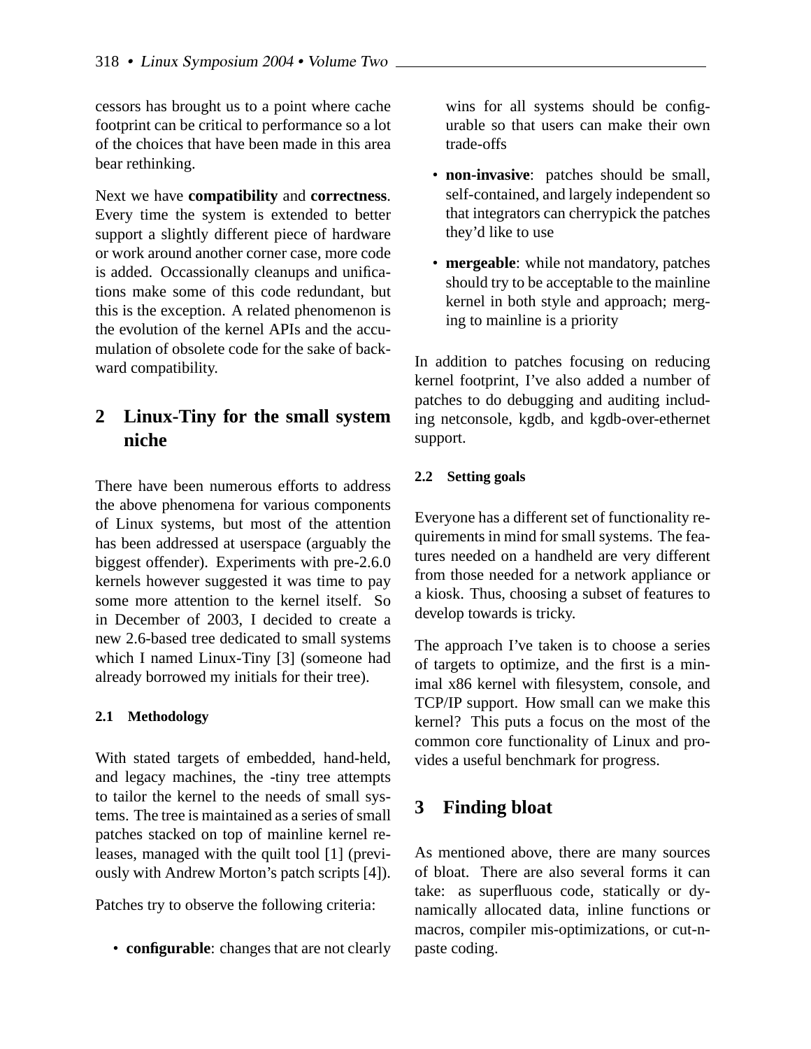cessors has brought us to a point where cache footprint can be critical to performance so a lot of the choices that have been made in this area bear rethinking.

Next we have **compatibility** and **correctness**. Every time the system is extended to better support a slightly different piece of hardware or work around another corner case, more code is added. Occassionally cleanups and unifications make some of this code redundant, but this is the exception. A related phenomenon is the evolution of the kernel APIs and the accumulation of obsolete code for the sake of backward compatibility.

## 2 Linux-Tiny for the small system niche

There have been numerous efforts to address the above phenomena for various components of Linux systems, but most of the attention has been addressed at userspace (arguably the biggest offender). Experiments with pre-2.6.0 kernels however suggested it was time to pay some more attention to the kernel itself. So in December of 2003, I decided to create a new 2.6-based tree dedicated to small systems which I named Linux-Tiny [3] (someone had already borrowed my initials for their tree).

### 2.1 Methodology

With stated targets of embedded, hand-held, and legacy machines, the -tiny tree attempts to tailor the kernel to the needs of small systems. The tree is maintained as a series of small patches stacked on top of mainline kernel releases, managed with the quilt tool [1] (previously with Andrew Morton's patch scripts [4]).

Patches try to observe the following criteria:

- **configurable**: changes that are not clearly wins for all systems should be configurable so that users can make their own trade-offs
- **non-invasive**: patches should be small, self-contained, and largely independent so that integrators can cherrypick the patches they'd like to use
- **mergeable**: while not mandatory, patches should try to be acceptable to the mainline kernel in both style and approach; merging to mainline is a priority

In addition to patches focusing on reducing kernel footprint, I've also added a number of patches to do debugging and auditing including netconsole, kgdb, and kgdb-over-ethernet support.

### 2.2 Setting goals

Everyone has a different set of functionality requirements in mind for small systems. The features needed on a handheld are very different from those needed for a network appliance or a kiosk. Thus, choosing a subset of features to develop towards is tricky.

The approach I've taken is to choose a series of targets to optimize, and the first is a minimal x86 kernel with filesystem, console, and TCP/IP support. How small can we make this kernel? This puts a focus on the most of the common core functionality of Linux and provides a useful benchmark for progress.

## 3 Finding bloat

As mentioned above, there are many sources of bloat. There are also several forms it can take: as superfluous code, statically or dynamically allocated data, inline functions or macros, compiler mis-optimizations, or cut-n-paste coding.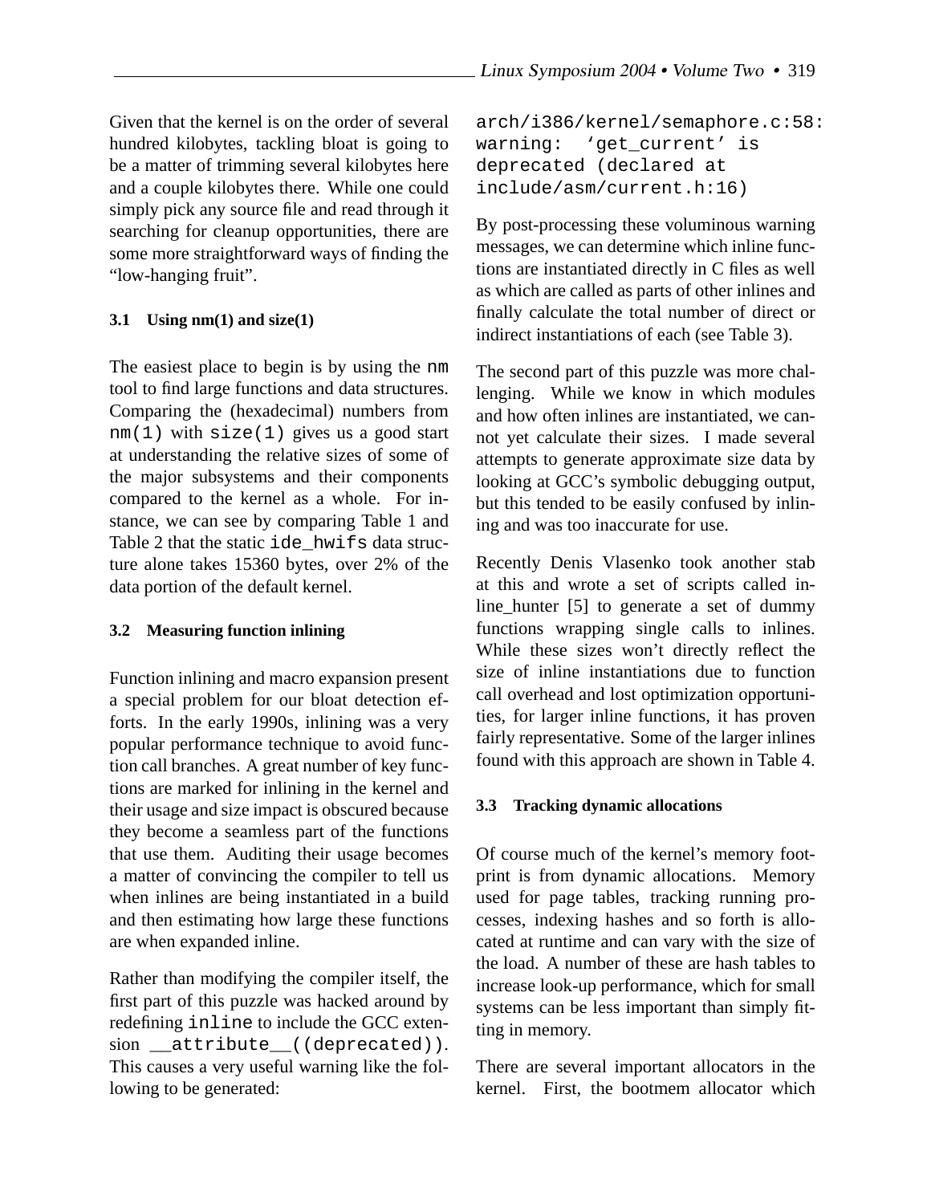Given that the kernel is on the order of several hundred kilobytes, tackling bloat is going to be a matter of trimming several kilobytes here and a couple kilobytes there. While one could simply pick any source file and read through it searching for cleanup opportunities, there are some more straightforward ways of finding the "low-hanging fruit".

### 3.1 Using nm(1) and size(1)

The easiest place to begin is by using the `nm` tool to find large functions and data structures. Comparing the (hexadecimal) numbers from `nm(1)` with `size(1)` gives us a good start at understanding the relative sizes of some of the major subsystems and their components compared to the kernel as a whole. For instance, we can see by comparing Table 1 and Table 2 that the static `ide_hwifs` data structure alone takes 15360 bytes, over 2% of the data portion of the default kernel.

### 3.2 Measuring function inlining

Function inlining and macro expansion present a special problem for our bloat detection efforts. In the early 1990s, inlining was a very popular performance technique to avoid function call branches. A great number of key functions are marked for inlining in the kernel and their usage and size impact is obscured because they become a seamless part of the functions that use them. Auditing their usage becomes a matter of convincing the compiler to tell us when inlines are being instantiated in a build and then estimating how large these functions are when expanded inline.

Rather than modifying the compiler itself, the first part of this puzzle was hacked around by redefining `inline` to include the GCC extension `__attribute__((deprecated))`. This causes a very useful warning like the following to be generated:

```
arch/i386/kernel/semaphore.c:58:
warning:  'get_current' is
deprecated (declared at
include/asm/current.h:16)
```

By post-processing these voluminous warning messages, we can determine which inline functions are instantiated directly in C files as well as which are called as parts of other inlines and finally calculate the total number of direct or indirect instantiations of each (see Table 3).

The second part of this puzzle was more challenging. While we know in which modules and how often inlines are instantiated, we cannot yet calculate their sizes. I made several attempts to generate approximate size data by looking at GCC's symbolic debugging output, but this tended to be easily confused by inlining and was too inaccurate for use.

Recently Denis Vlasenko took another stab at this and wrote a set of scripts called inline_hunter [5] to generate a set of dummy functions wrapping single calls to inlines. While these sizes won't directly reflect the size of inline instantiations due to function call overhead and lost optimization opportunities, for larger inline functions, it has proven fairly representative. Some of the larger inlines found with this approach are shown in Table 4.

### 3.3 Tracking dynamic allocations

Of course much of the kernel's memory footprint is from dynamic allocations. Memory used for page tables, tracking running processes, indexing hashes and so forth is allocated at runtime and can vary with the size of the load. A number of these are hash tables to increase look-up performance, which for small systems can be less important than simply fitting in memory.

There are several important allocators in the kernel. First, the bootmem allocator which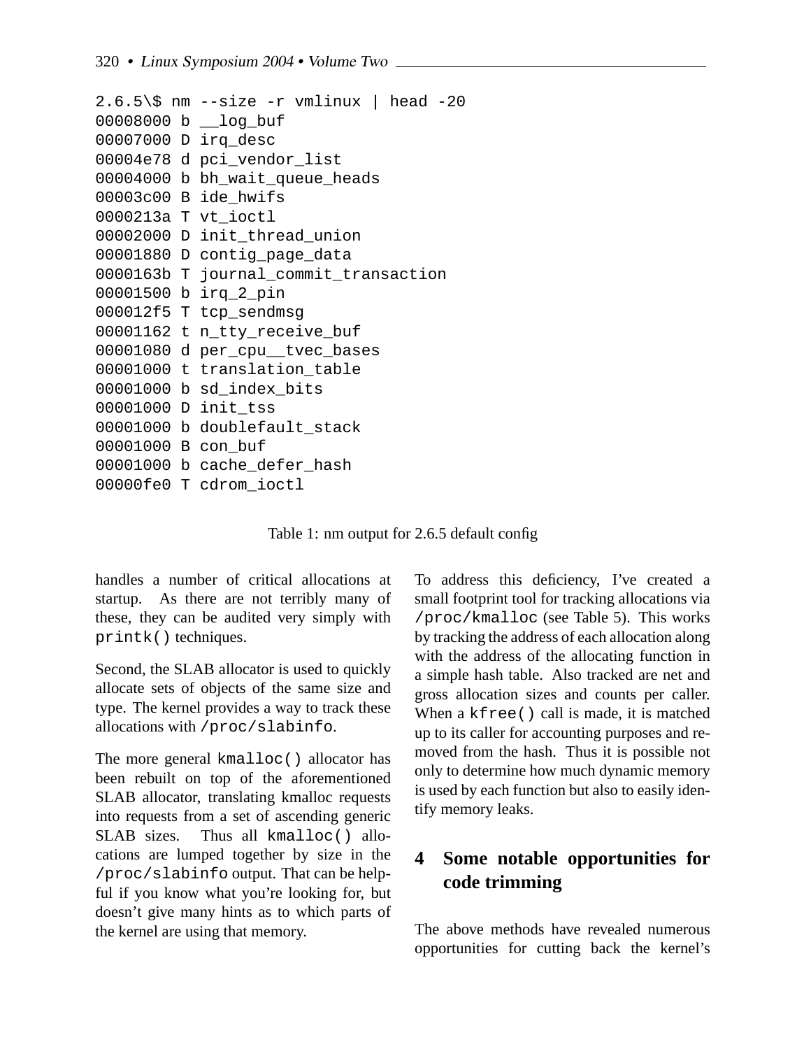```
2.6.5\$ nm --size -r vmlinux | head -20
00008000 b __log_buf
00007000 D irq_desc
00004e78 d pci_vendor_list
00004000 b bh_wait_queue_heads
00003c00 B ide_hwifs
0000213a T vt_ioctl
00002000 D init_thread_union
00001880 D contig_page_data
0000163b T journal_commit_transaction
00001500 b irq_2_pin
000012f5 T tcp_sendmsg
00001162 t n_tty_receive_buf
00001080 d per_cpu__tvec_bases
00001000 t translation_table
00001000 b sd_index_bits
00001000 D init_tss
00001000 b doublefault_stack
00001000 B con_buf
00001000 b cache_defer_hash
00000fe0 T cdrom_ioctl
```

Table 1: nm output for 2.6.5 default config

handles a number of critical allocations at startup. As there are not terribly many of these, they can be audited very simply with `printk()` techniques.

Second, the SLAB allocator is used to quickly allocate sets of objects of the same size and type. The kernel provides a way to track these allocations with `/proc/slabinfo`.

The more general `kmalloc()` allocator has been rebuilt on top of the aforementioned SLAB allocator, translating kmalloc requests into requests from a set of ascending generic SLAB sizes. Thus all `kmalloc()` allocations are lumped together by size in the `/proc/slabinfo` output. That can be helpful if you know what you're looking for, but doesn't give many hints as to which parts of the kernel are using that memory.

To address this deficiency, I've created a small footprint tool for tracking allocations via `/proc/kmalloc` (see Table 5). This works by tracking the address of each allocation along with the address of the allocating function in a simple hash table. Also tracked are net and gross allocation sizes and counts per caller. When a `kfree()` call is made, it is matched up to its caller for accounting purposes and removed from the hash. Thus it is possible not only to determine how much dynamic memory is used by each function but also to easily identify memory leaks.

## 4 Some notable opportunities for code trimming

The above methods have revealed numerous opportunities for cutting back the kernel's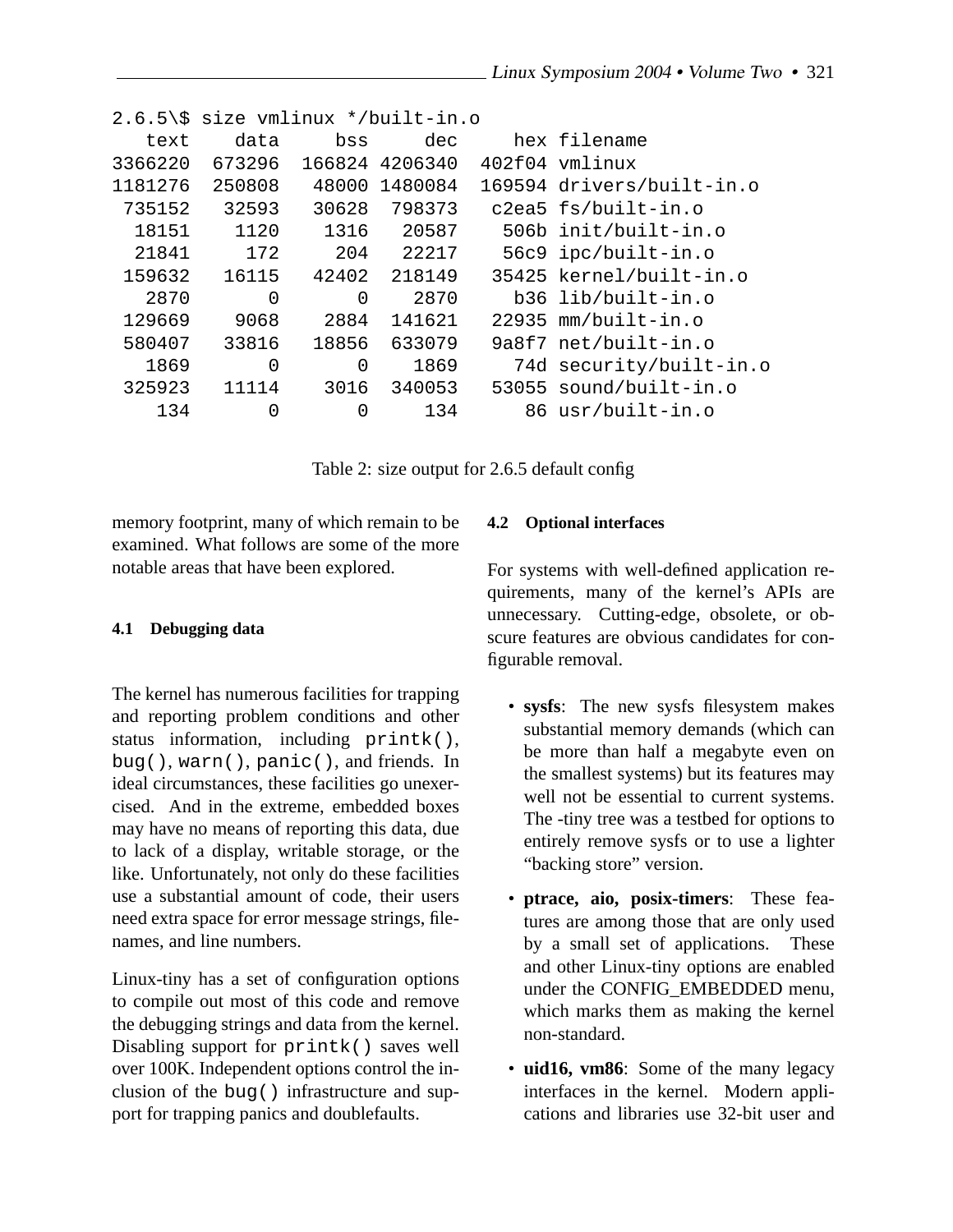```
2.6.5\$ size vmlinux */built-in.o
   text    data     bss     dec     hex filename
3366220  673296  166824 4206340  402f04 vmlinux
1181276  250808   48000 1480084  169594 drivers/built-in.o
 735152   32593   30628  798373   c2ea5 fs/built-in.o
  18151    1120    1316   20587    506b init/built-in.o
  21841     172     204   22217    56c9 ipc/built-in.o
 159632   16115   42402  218149   35425 kernel/built-in.o
   2870       0       0    2870     b36 lib/built-in.o
 129669    9068    2884  141621   22935 mm/built-in.o
 580407   33816   18856  633079   9a8f7 net/built-in.o
   1869       0       0    1869     74d security/built-in.o
 325923   11114    3016  340053   53055 sound/built-in.o
    134       0       0     134      86 usr/built-in.o
```

Table 2: size output for 2.6.5 default config

memory footprint, many of which remain to be examined. What follows are some of the more notable areas that have been explored.

### 4.1 Debugging data

The kernel has numerous facilities for trapping and reporting problem conditions and other status information, including `printk()`, `bug()`, `warn()`, `panic()`, and friends. In ideal circumstances, these facilities go unexercised. And in the extreme, embedded boxes may have no means of reporting this data, due to lack of a display, writable storage, or the like. Unfortunately, not only do these facilities use a substantial amount of code, their users need extra space for error message strings, filenames, and line numbers.

Linux-tiny has a set of configuration options to compile out most of this code and remove the debugging strings and data from the kernel. Disabling support for `printk()` saves well over 100K. Independent options control the inclusion of the `bug()` infrastructure and support for trapping panics and doublefaults.

### 4.2 Optional interfaces

For systems with well-defined application requirements, many of the kernel's APIs are unnecessary. Cutting-edge, obsolete, or obscure features are obvious candidates for configurable removal.

- **sysfs**: The new sysfs filesystem makes substantial memory demands (which can be more than half a megabyte even on the smallest systems) but its features may well not be essential to current systems. The -tiny tree was a testbed for options to entirely remove sysfs or to use a lighter "backing store" version.
- **ptrace, aio, posix-timers**: These features are among those that are only used by a small set of applications. These and other Linux-tiny options are enabled under the CONFIG_EMBEDDED menu, which marks them as making the kernel non-standard.
- **uid16, vm86**: Some of the many legacy interfaces in the kernel. Modern applications and libraries use 32-bit user and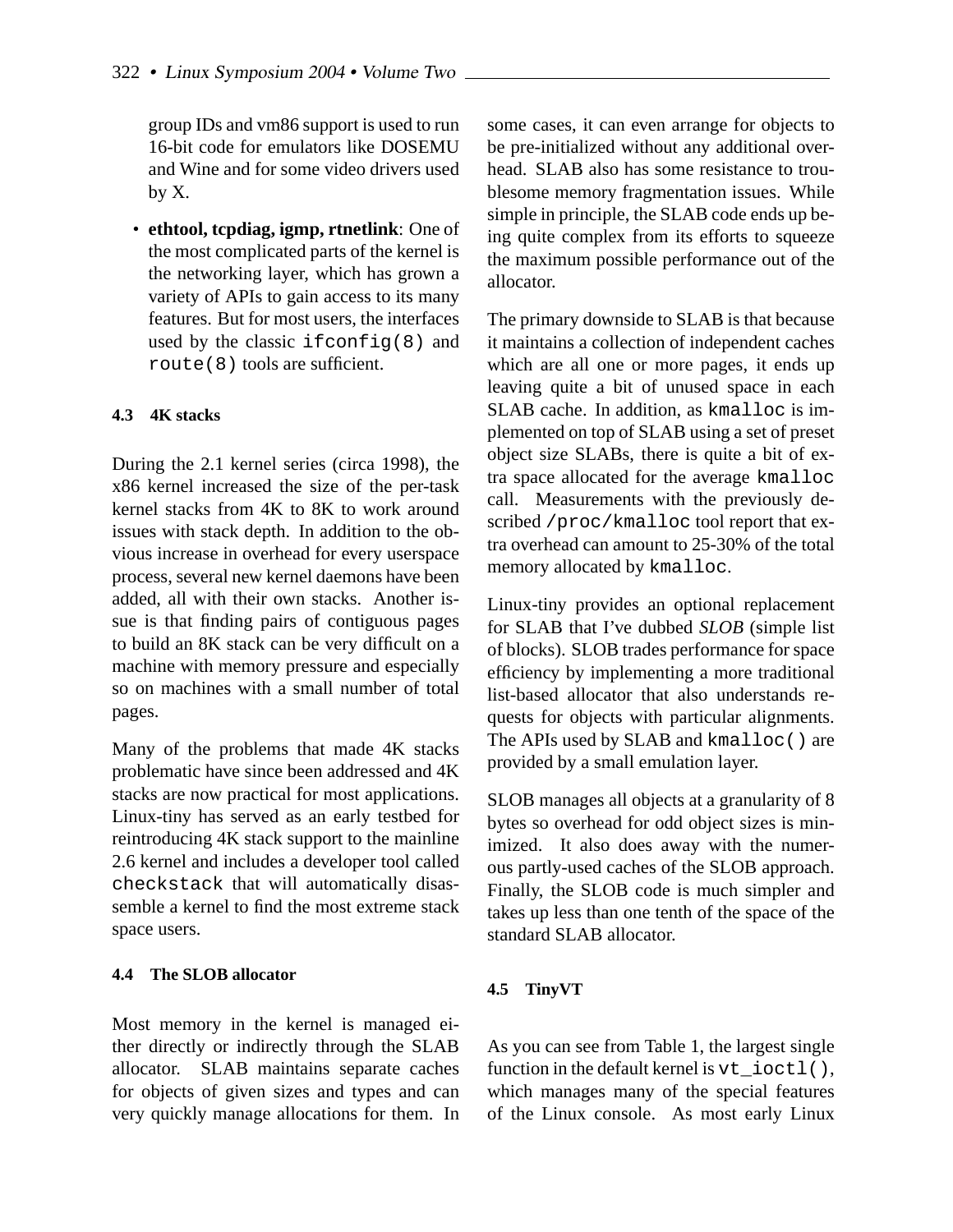group IDs and vm86 support is used to run 16-bit code for emulators like DOSEMU and Wine and for some video drivers used by X.

- **ethtool, tcpdiag, igmp, rtnetlink**: One of the most complicated parts of the kernel is the networking layer, which has grown a variety of APIs to gain access to its many features. But for most users, the interfaces used by the classic `ifconfig(8)` and `route(8)` tools are sufficient.

### 4.3 4K stacks

During the 2.1 kernel series (circa 1998), the x86 kernel increased the size of the per-task kernel stacks from 4K to 8K to work around issues with stack depth. In addition to the obvious increase in overhead for every userspace process, several new kernel daemons have been added, all with their own stacks. Another issue is that finding pairs of contiguous pages to build an 8K stack can be very difficult on a machine with memory pressure and especially so on machines with a small number of total pages.

Many of the problems that made 4K stacks problematic have since been addressed and 4K stacks are now practical for most applications. Linux-tiny has served as an early testbed for reintroducing 4K stack support to the mainline 2.6 kernel and includes a developer tool called `checkstack` that will automatically disassemble a kernel to find the most extreme stack space users.

### 4.4 The SLOB allocator

Most memory in the kernel is managed either directly or indirectly through the SLAB allocator. SLAB maintains separate caches for objects of given sizes and types and can very quickly manage allocations for them. In some cases, it can even arrange for objects to be pre-initialized without any additional overhead. SLAB also has some resistance to troublesome memory fragmentation issues. While simple in principle, the SLAB code ends up being quite complex from its efforts to squeeze the maximum possible performance out of the allocator.

The primary downside to SLAB is that because it maintains a collection of independent caches which are all one or more pages, it ends up leaving quite a bit of unused space in each SLAB cache. In addition, as `kmalloc` is implemented on top of SLAB using a set of preset object size SLABs, there is quite a bit of extra space allocated for the average `kmalloc` call. Measurements with the previously described `/proc/kmalloc` tool report that extra overhead can amount to 25-30% of the total memory allocated by `kmalloc`.

Linux-tiny provides an optional replacement for SLAB that I've dubbed *SLOB* (simple list of blocks). SLOB trades performance for space efficiency by implementing a more traditional list-based allocator that also understands requests for objects with particular alignments. The APIs used by SLAB and `kmalloc()` are provided by a small emulation layer.

SLOB manages all objects at a granularity of 8 bytes so overhead for odd object sizes is minimized. It also does away with the numerous partly-used caches of the SLOB approach. Finally, the SLOB code is much simpler and takes up less than one tenth of the space of the standard SLAB allocator.

### 4.5 TinyVT

As you can see from Table 1, the largest single function in the default kernel is `vt_ioctl()`, which manages many of the special features of the Linux console. As most early Linux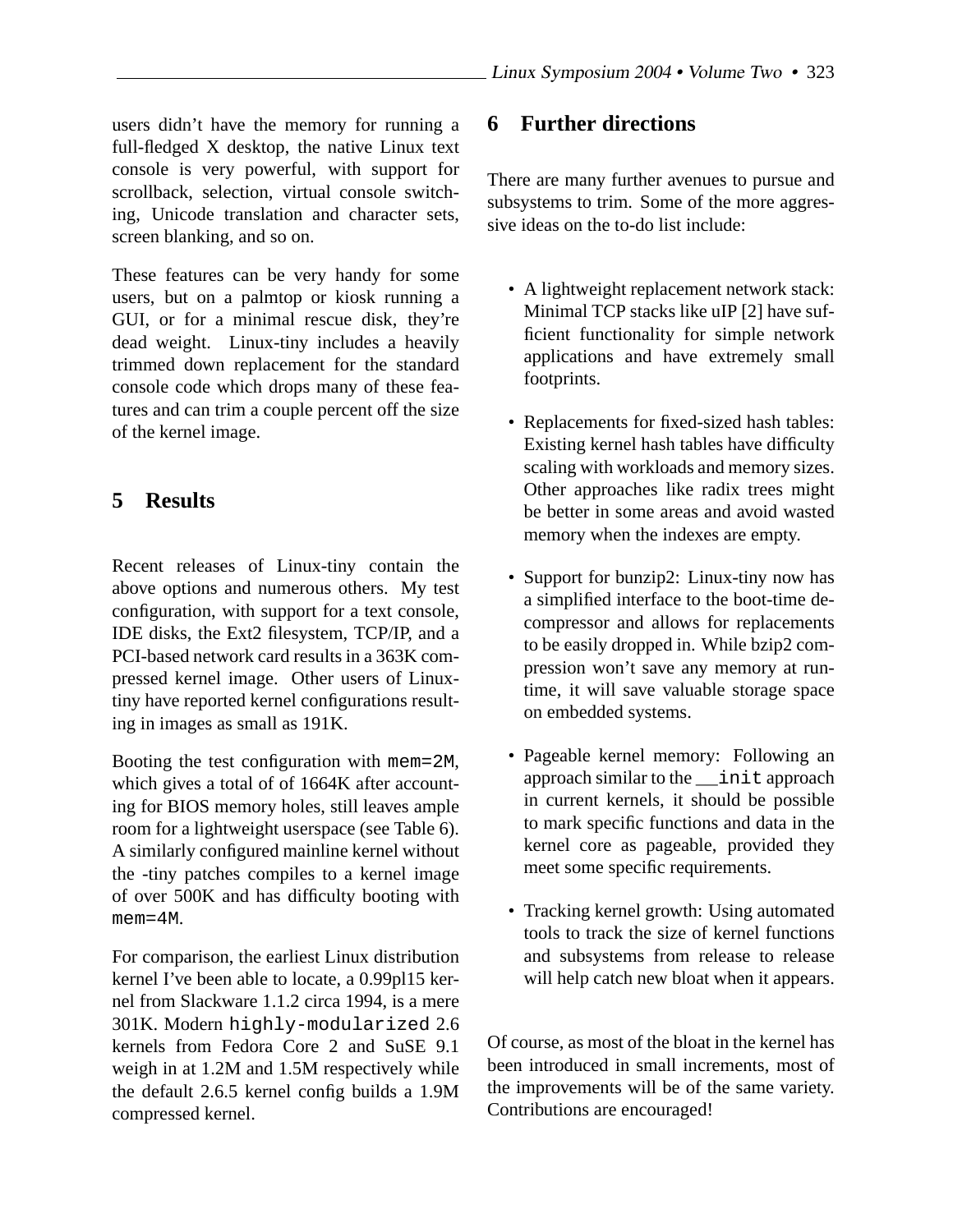users didn't have the memory for running a full-fledged X desktop, the native Linux text console is very powerful, with support for scrollback, selection, virtual console switching, Unicode translation and character sets, screen blanking, and so on.

These features can be very handy for some users, but on a palmtop or kiosk running a GUI, or for a minimal rescue disk, they're dead weight. Linux-tiny includes a heavily trimmed down replacement for the standard console code which drops many of these features and can trim a couple percent off the size of the kernel image.

## 5 Results

Recent releases of Linux-tiny contain the above options and numerous others. My test configuration, with support for a text console, IDE disks, the Ext2 filesystem, TCP/IP, and a PCI-based network card results in a 363K compressed kernel image. Other users of Linux-tiny have reported kernel configurations resulting in images as small as 191K.

Booting the test configuration with `mem=2M`, which gives a total of of 1664K after accounting for BIOS memory holes, still leaves ample room for a lightweight userspace (see Table 6). A similarly configured mainline kernel without the -tiny patches compiles to a kernel image of over 500K and has difficulty booting with `mem=4M`.

For comparison, the earliest Linux distribution kernel I've been able to locate, a 0.99pl15 kernel from Slackware 1.1.2 circa 1994, is a mere 301K. Modern `highly-modularized` 2.6 kernels from Fedora Core 2 and SuSE 9.1 weigh in at 1.2M and 1.5M respectively while the default 2.6.5 kernel config builds a 1.9M compressed kernel.

## 6 Further directions

There are many further avenues to pursue and subsystems to trim. Some of the more aggressive ideas on the to-do list include:

- A lightweight replacement network stack: Minimal TCP stacks like uIP [2] have sufficient functionality for simple network applications and have extremely small footprints.
- Replacements for fixed-sized hash tables: Existing kernel hash tables have difficulty scaling with workloads and memory sizes. Other approaches like radix trees might be better in some areas and avoid wasted memory when the indexes are empty.
- Support for bunzip2: Linux-tiny now has a simplified interface to the boot-time decompressor and allows for replacements to be easily dropped in. While bzip2 compression won't save any memory at runtime, it will save valuable storage space on embedded systems.
- Pageable kernel memory: Following an approach similar to the `__init` approach in current kernels, it should be possible to mark specific functions and data in the kernel core as pageable, provided they meet some specific requirements.
- Tracking kernel growth: Using automated tools to track the size of kernel functions and subsystems from release to release will help catch new bloat when it appears.

Of course, as most of the bloat in the kernel has been introduced in small increments, most of the improvements will be of the same variety. Contributions are encouraged!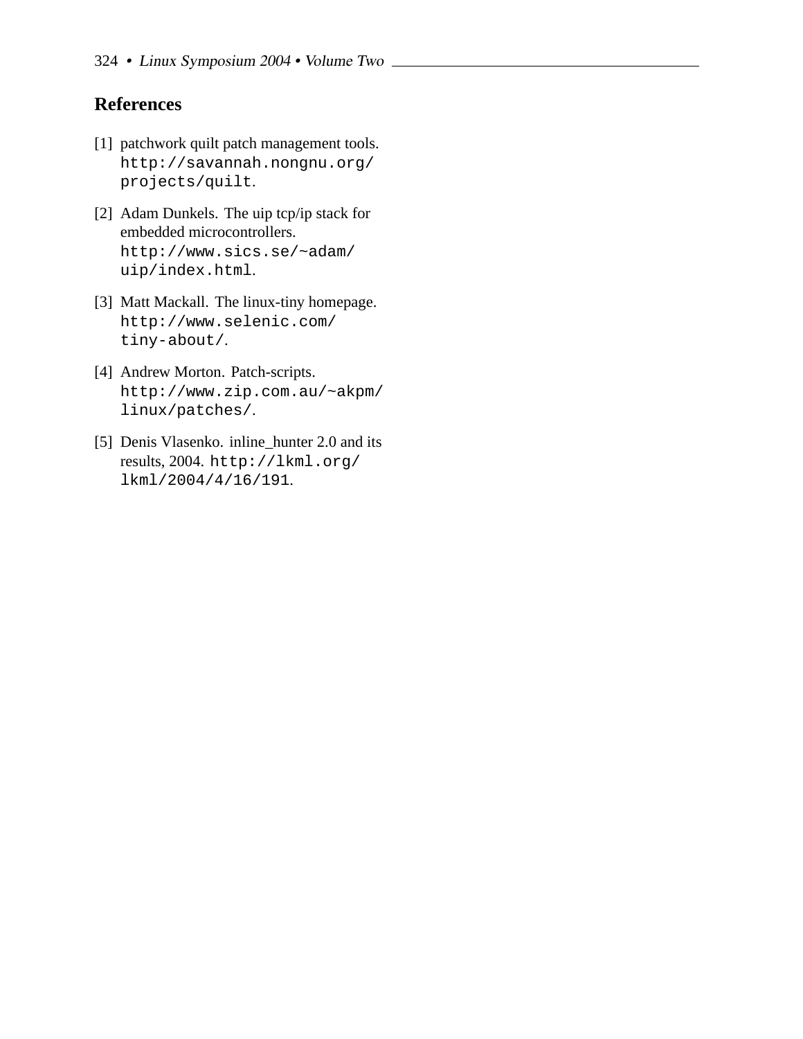## References

[1] patchwork quilt patch management tools. `http://savannah.nongnu.org/projects/quilt`.

[2] Adam Dunkels. The uip tcp/ip stack for embedded microcontrollers. `http://www.sics.se/~adam/uip/index.html`.

[3] Matt Mackall. The linux-tiny homepage. `http://www.selenic.com/tiny-about/`.

[4] Andrew Morton. Patch-scripts. `http://www.zip.com.au/~akpm/linux/patches/`.

[5] Denis Vlasenko. inline_hunter 2.0 and its results, 2004. `http://lkml.org/lkml/2004/4/16/191`.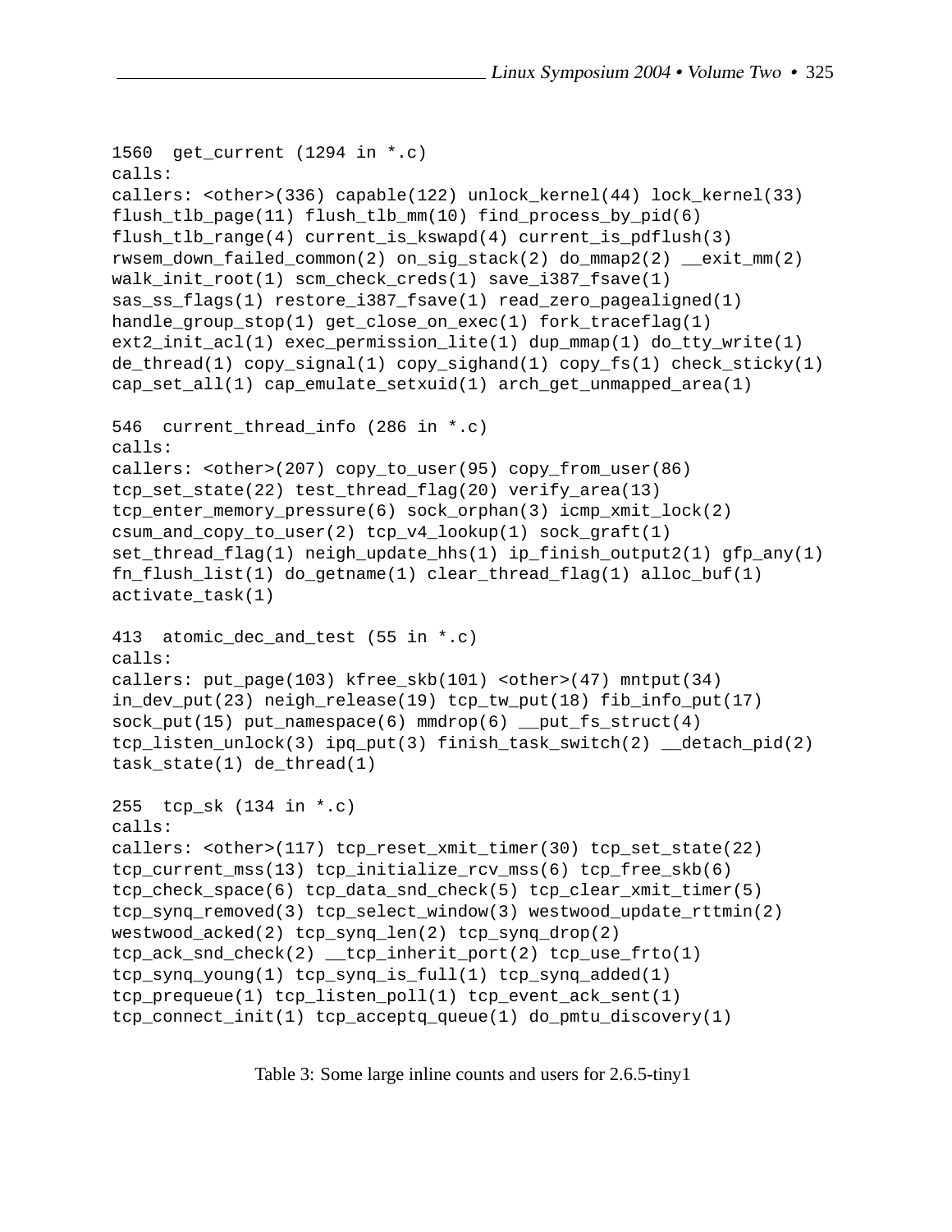```
1560  get_current (1294 in *.c)
calls:
callers: <other>(336) capable(122) unlock_kernel(44) lock_kernel(33)
flush_tlb_page(11) flush_tlb_mm(10) find_process_by_pid(6)
flush_tlb_range(4) current_is_kswapd(4) current_is_pdflush(3)
rwsem_down_failed_common(2) on_sig_stack(2) do_mmap2(2) __exit_mm(2)
walk_init_root(1) scm_check_creds(1) save_i387_fsave(1)
sas_ss_flags(1) restore_i387_fsave(1) read_zero_pagealigned(1)
handle_group_stop(1) get_close_on_exec(1) fork_traceflag(1)
ext2_init_acl(1) exec_permission_lite(1) dup_mmap(1) do_tty_write(1)
de_thread(1) copy_signal(1) copy_sighand(1) copy_fs(1) check_sticky(1)
cap_set_all(1) cap_emulate_setxuid(1) arch_get_unmapped_area(1)

546  current_thread_info (286 in *.c)
calls:
callers: <other>(207) copy_to_user(95) copy_from_user(86)
tcp_set_state(22) test_thread_flag(20) verify_area(13)
tcp_enter_memory_pressure(6) sock_orphan(3) icmp_xmit_lock(2)
csum_and_copy_to_user(2) tcp_v4_lookup(1) sock_graft(1)
set_thread_flag(1) neigh_update_hhs(1) ip_finish_output2(1) gfp_any(1)
fn_flush_list(1) do_getname(1) clear_thread_flag(1) alloc_buf(1)
activate_task(1)

413  atomic_dec_and_test (55 in *.c)
calls:
callers: put_page(103) kfree_skb(101) <other>(47) mntput(34)
in_dev_put(23) neigh_release(19) tcp_tw_put(18) fib_info_put(17)
sock_put(15) put_namespace(6) mmdrop(6) __put_fs_struct(4)
tcp_listen_unlock(3) ipq_put(3) finish_task_switch(2) __detach_pid(2)
task_state(1) de_thread(1)

255  tcp_sk (134 in *.c)
calls:
callers: <other>(117) tcp_reset_xmit_timer(30) tcp_set_state(22)
tcp_current_mss(13) tcp_initialize_rcv_mss(6) tcp_free_skb(6)
tcp_check_space(6) tcp_data_snd_check(5) tcp_clear_xmit_timer(5)
tcp_synq_removed(3) tcp_select_window(3) westwood_update_rttmin(2)
westwood_acked(2) tcp_synq_len(2) tcp_synq_drop(2)
tcp_ack_snd_check(2) __tcp_inherit_port(2) tcp_use_frto(1)
tcp_synq_young(1) tcp_synq_is_full(1) tcp_synq_added(1)
tcp_prequeue(1) tcp_listen_poll(1) tcp_event_ack_sent(1)
tcp_connect_init(1) tcp_acceptq_queue(1) do_pmtu_discovery(1)
```

Table 3: Some large inline counts and users for 2.6.5-tiny1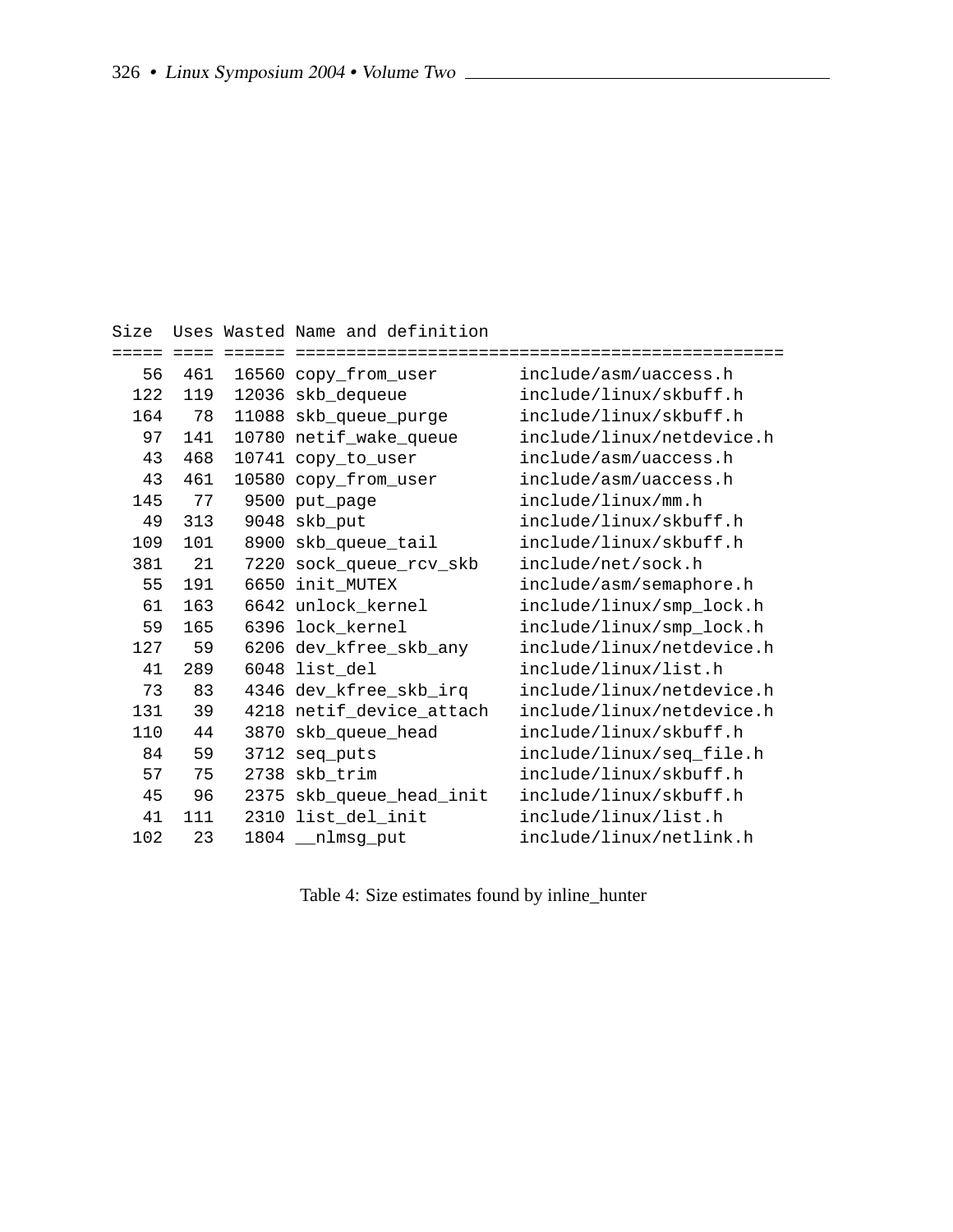| Size | Uses | Wasted | Name and definition | |
|---|---|---|---|---|
| 56 | 461 | 16560 | copy_from_user | include/asm/uaccess.h |
| 122 | 119 | 12036 | skb_dequeue | include/linux/skbuff.h |
| 164 | 78 | 11088 | skb_queue_purge | include/linux/skbuff.h |
| 97 | 141 | 10780 | netif_wake_queue | include/linux/netdevice.h |
| 43 | 468 | 10741 | copy_to_user | include/asm/uaccess.h |
| 43 | 461 | 10580 | copy_from_user | include/asm/uaccess.h |
| 145 | 77 | 9500 | put_page | include/linux/mm.h |
| 49 | 313 | 9048 | skb_put | include/linux/skbuff.h |
| 109 | 101 | 8900 | skb_queue_tail | include/linux/skbuff.h |
| 381 | 21 | 7220 | sock_queue_rcv_skb | include/net/sock.h |
| 55 | 191 | 6650 | init_MUTEX | include/asm/semaphore.h |
| 61 | 163 | 6642 | unlock_kernel | include/linux/smp_lock.h |
| 59 | 165 | 6396 | lock_kernel | include/linux/smp_lock.h |
| 127 | 59 | 6206 | dev_kfree_skb_any | include/linux/netdevice.h |
| 41 | 289 | 6048 | list_del | include/linux/list.h |
| 73 | 83 | 4346 | dev_kfree_skb_irq | include/linux/netdevice.h |
| 131 | 39 | 4218 | netif_device_attach | include/linux/netdevice.h |
| 110 | 44 | 3870 | skb_queue_head | include/linux/skbuff.h |
| 84 | 59 | 3712 | seq_puts | include/linux/seq_file.h |
| 57 | 75 | 2738 | skb_trim | include/linux/skbuff.h |
| 45 | 96 | 2375 | skb_queue_head_init | include/linux/skbuff.h |
| 41 | 111 | 2310 | list_del_init | include/linux/list.h |
| 102 | 23 | 1804 | __nlmsg_put | include/linux/netlink.h |

Table 4: Size estimates found by inline_hunter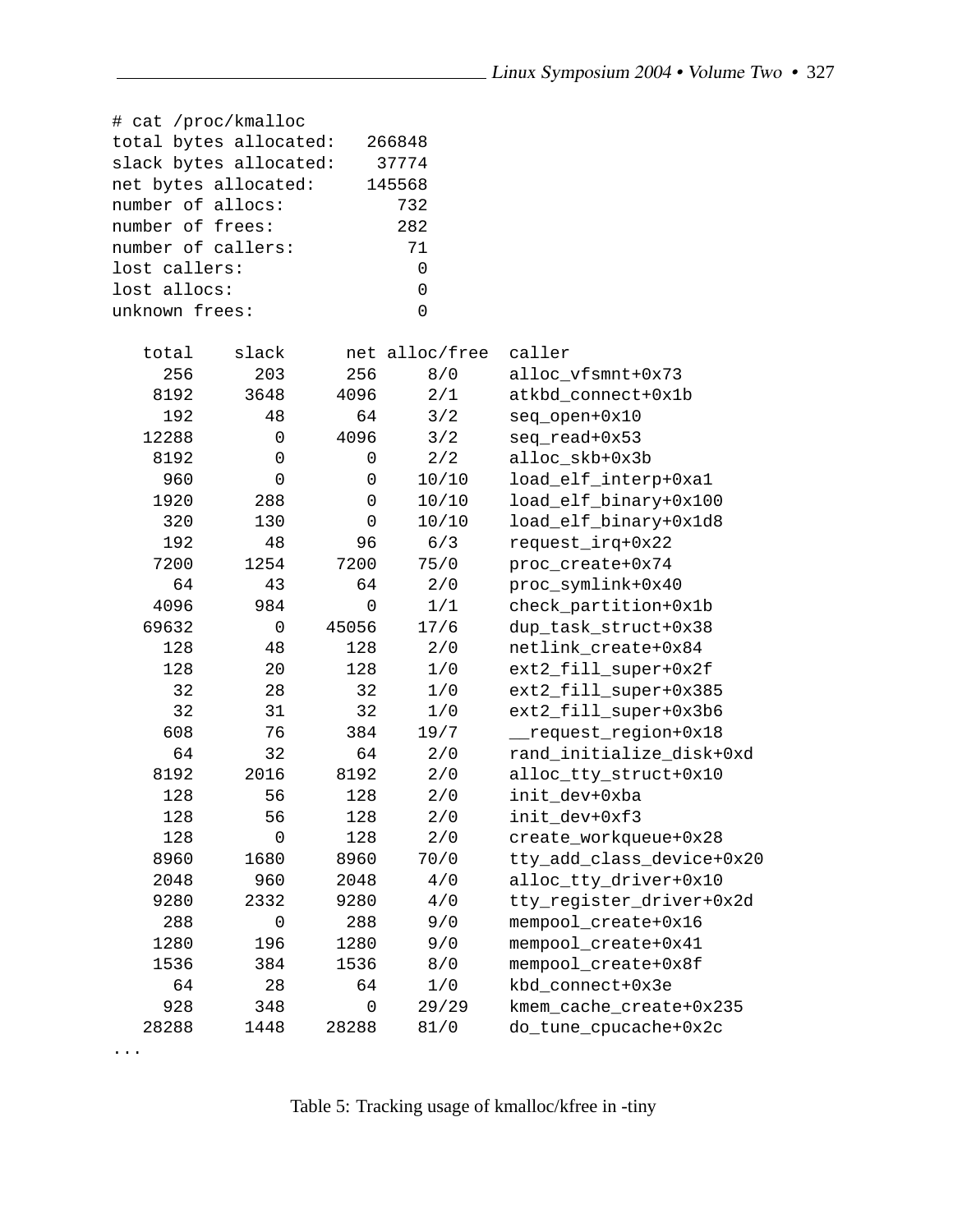```
# cat /proc/kmalloc
total bytes allocated:   266848
slack bytes allocated:    37774
net bytes allocated:     145568
number of allocs:           732
number of frees:            282
number of callers:           71
lost callers:                 0
lost allocs:                  0
unknown frees:                0

   total    slack      net alloc/free  caller
     256      203      256     8/0     alloc_vfsmnt+0x73
    8192     3648     4096     2/1     atkbd_connect+0x1b
     192       48       64     3/2     seq_open+0x10
   12288        0     4096     3/2     seq_read+0x53
    8192        0        0     2/2     alloc_skb+0x3b
     960        0        0    10/10    load_elf_interp+0xa1
    1920      288        0    10/10    load_elf_binary+0x100
     320      130        0    10/10    load_elf_binary+0x1d8
     192       48       96     6/3     request_irq+0x22
    7200     1254     7200    75/0     proc_create+0x74
      64       43       64     2/0     proc_symlink+0x40
    4096      984        0     1/1     check_partition+0x1b
   69632        0    45056    17/6     dup_task_struct+0x38
     128       48      128     2/0     netlink_create+0x84
     128       20      128     1/0     ext2_fill_super+0x2f
      32       28       32     1/0     ext2_fill_super+0x385
      32       31       32     1/0     ext2_fill_super+0x3b6
     608       76      384    19/7     __request_region+0x18
      64       32       64     2/0     rand_initialize_disk+0xd
    8192     2016     8192     2/0     alloc_tty_struct+0x10
     128       56      128     2/0     init_dev+0xba
     128       56      128     2/0     init_dev+0xf3
     128        0      128     2/0     create_workqueue+0x28
    8960     1680     8960    70/0     tty_add_class_device+0x20
    2048      960     2048     4/0     alloc_tty_driver+0x10
    9280     2332     9280     4/0     tty_register_driver+0x2d
     288        0      288     9/0     mempool_create+0x16
    1280      196     1280     9/0     mempool_create+0x41
    1536      384     1536     8/0     mempool_create+0x8f
      64       28       64     1/0     kbd_connect+0x3e
     928      348        0    29/29    kmem_cache_create+0x235
   28288     1448    28288    81/0     do_tune_cpucache+0x2c
...
```

Table 5: Tracking usage of kmalloc/kfree in -tiny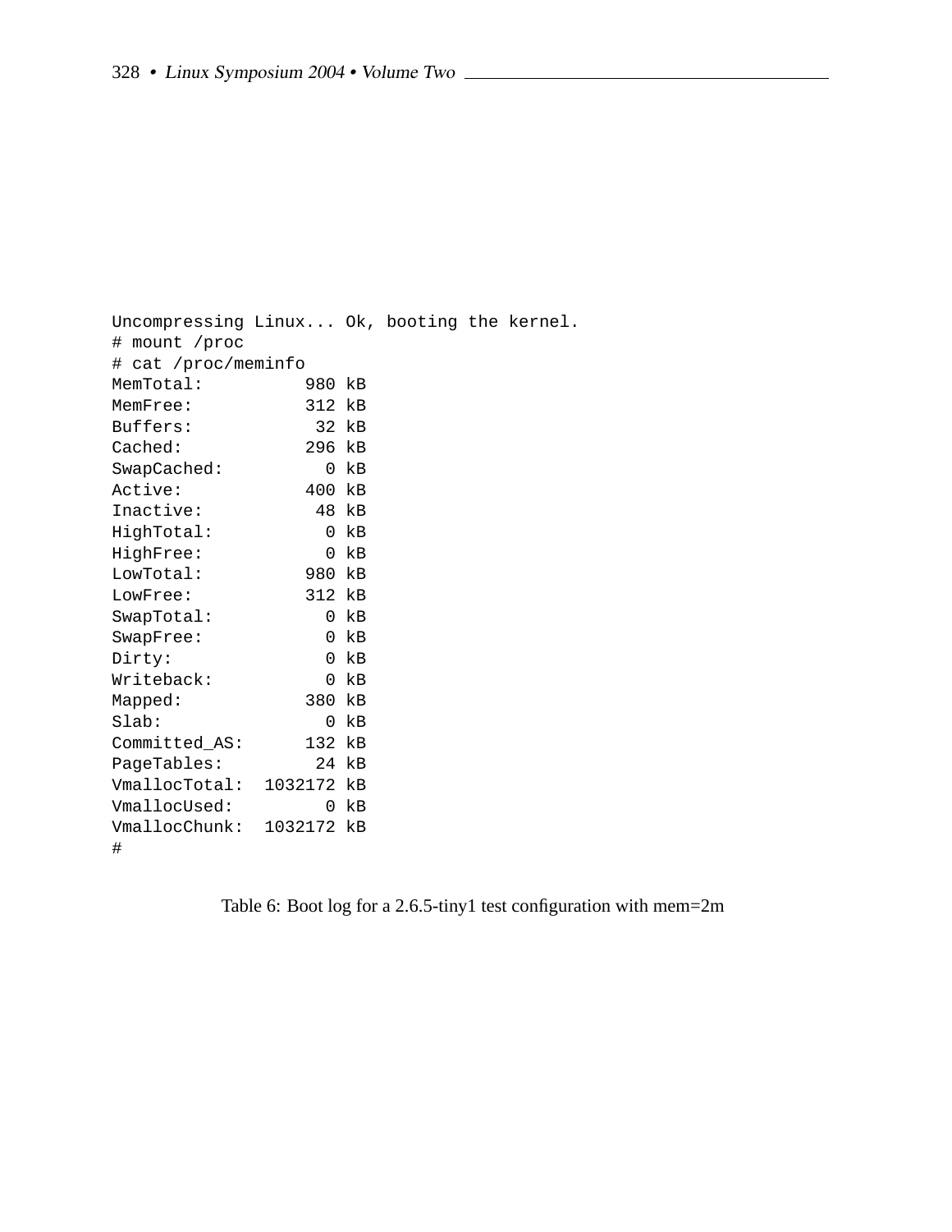```
Uncompressing Linux... Ok, booting the kernel.
# mount /proc
# cat /proc/meminfo
MemTotal:          980 kB
MemFree:           312 kB
Buffers:            32 kB
Cached:            296 kB
SwapCached:          0 kB
Active:            400 kB
Inactive:           48 kB
HighTotal:           0 kB
HighFree:            0 kB
LowTotal:          980 kB
LowFree:           312 kB
SwapTotal:           0 kB
SwapFree:            0 kB
Dirty:               0 kB
Writeback:           0 kB
Mapped:            380 kB
Slab:                0 kB
Committed_AS:      132 kB
PageTables:         24 kB
VmallocTotal:  1032172 kB
VmallocUsed:         0 kB
VmallocChunk:  1032172 kB
#
```

Table 6: Boot log for a 2.6.5-tiny1 test configuration with mem=2m